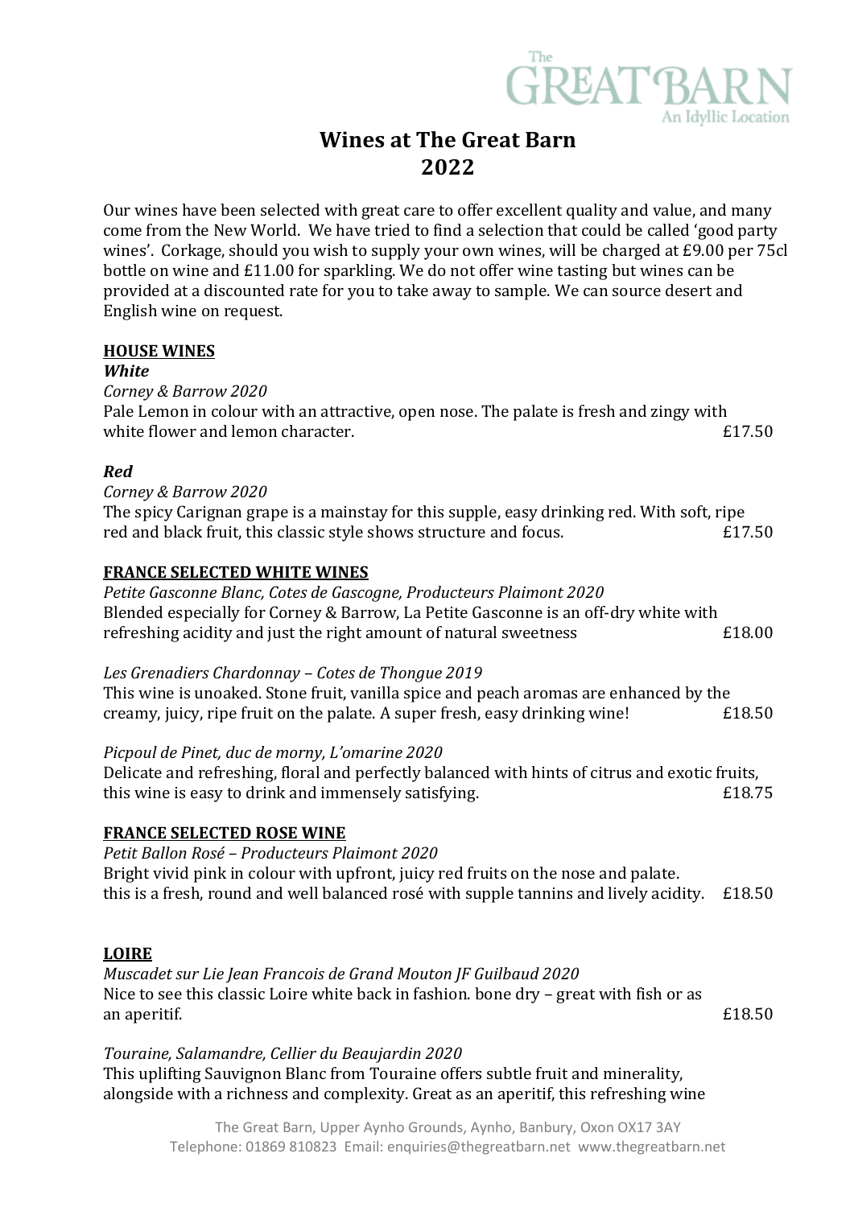# Wines at The Great Barn 2022

Our wines have been selected with great care to offer excellent quality and value, and many come from the New World. We have tried to find a selection that could be called 'good party wines'. Corkage, should you wish to supply your own wines, will be charged at £9.00 per 75cl bottle on wine and £11.00 for sparkling. We do not offer wine tasting but wines can be provided at a discounted rate for you to take away to sample. We can source desert and English wine on request.

## HOUSE WINES

### *White*

*Corney & Barrow 2020*
Pale Lemon in colour with an attractive, open nose. The palate is fresh and zingy with white flower and lemon character. £17.50

### *Red*

*Corney & Barrow 2020*
The spicy Carignan grape is a mainstay for this supple, easy drinking red. With soft, ripe red and black fruit, this classic style shows structure and focus. £17.50

## FRANCE SELECTED WHITE WINES

*Petite Gasconne Blanc, Cotes de Gascogne, Producteurs Plaimont 2020*
Blended especially for Corney & Barrow, La Petite Gasconne is an off-dry white with refreshing acidity and just the right amount of natural sweetness £18.00

*Les Grenadiers Chardonnay – Cotes de Thongue 2019*
This wine is unoaked. Stone fruit, vanilla spice and peach aromas are enhanced by the creamy, juicy, ripe fruit on the palate. A super fresh, easy drinking wine! £18.50

*Picpoul de Pinet, duc de morny, L'omarine 2020*
Delicate and refreshing, floral and perfectly balanced with hints of citrus and exotic fruits, this wine is easy to drink and immensely satisfying. £18.75

## FRANCE SELECTED ROSE WINE

*Petit Ballon Rosé – Producteurs Plaimont 2020*
Bright vivid pink in colour with upfront, juicy red fruits on the nose and palate. this is a fresh, round and well balanced rosé with supple tannins and lively acidity. £18.50

## LOIRE

*Muscadet sur Lie Jean Francois de Grand Mouton JF Guilbaud 2020*
Nice to see this classic Loire white back in fashion. bone dry – great with fish or as an aperitif. £18.50

*Touraine, Salamandre, Cellier du Beaujardin 2020*
This uplifting Sauvignon Blanc from Touraine offers subtle fruit and minerality, alongside with a richness and complexity. Great as an aperitif, this refreshing wine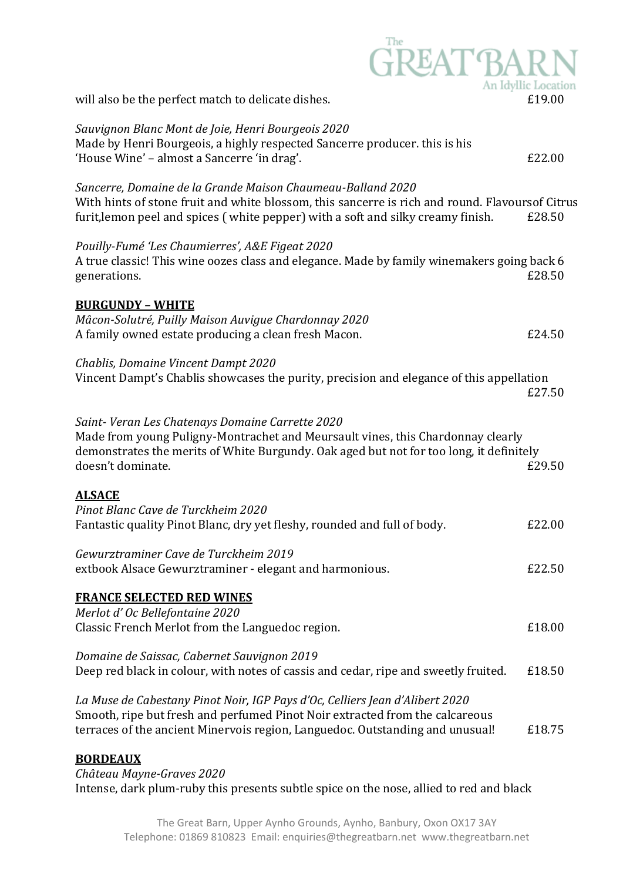will also be the perfect match to delicate dishes. £19.00

*Sauvignon Blanc Mont de Joie, Henri Bourgeois 2020*
Made by Henri Bourgeois, a highly respected Sancerre producer. this is his 'House Wine' – almost a Sancerre 'in drag'. £22.00

*Sancerre, Domaine de la Grande Maison Chaumeau-Balland 2020*
With hints of stone fruit and white blossom, this sancerre is rich and round. Flavoursof Citrus furit,lemon peel and spices ( white pepper) with a soft and silky creamy finish. £28.50

*Pouilly-Fumé 'Les Chaumierres', A&E Figeat 2020*
A true classic! This wine oozes class and elegance. Made by family winemakers going back 6 generations. £28.50

**BURGUNDY – WHITE**

*Mâcon-Solutré, Puilly Maison Auvigue Chardonnay 2020*
A family owned estate producing a clean fresh Macon. £24.50

*Chablis, Domaine Vincent Dampt 2020*
Vincent Dampt's Chablis showcases the purity, precision and elegance of this appellation £27.50

*Saint- Veran Les Chatenays Domaine Carrette 2020*
Made from young Puligny-Montrachet and Meursault vines, this Chardonnay clearly demonstrates the merits of White Burgundy. Oak aged but not for too long, it definitely doesn't dominate. £29.50

**ALSACE**

*Pinot Blanc Cave de Turckheim 2020*
Fantastic quality Pinot Blanc, dry yet fleshy, rounded and full of body. £22.00

*Gewurztraminer Cave de Turckheim 2019*
extbook Alsace Gewurztraminer - elegant and harmonious. £22.50

**FRANCE SELECTED RED WINES**

*Merlot d' Oc Bellefontaine 2020*
Classic French Merlot from the Languedoc region. £18.00

*Domaine de Saissac, Cabernet Sauvignon 2019*
Deep red black in colour, with notes of cassis and cedar, ripe and sweetly fruited. £18.50

*La Muse de Cabestany Pinot Noir, IGP Pays d'Oc, Celliers Jean d'Alibert 2020*
Smooth, ripe but fresh and perfumed Pinot Noir extracted from the calcareous terraces of the ancient Minervois region, Languedoc. Outstanding and unusual! £18.75

**BORDEAUX**

*Château Mayne-Graves 2020*
Intense, dark plum-ruby this presents subtle spice on the nose, allied to red and black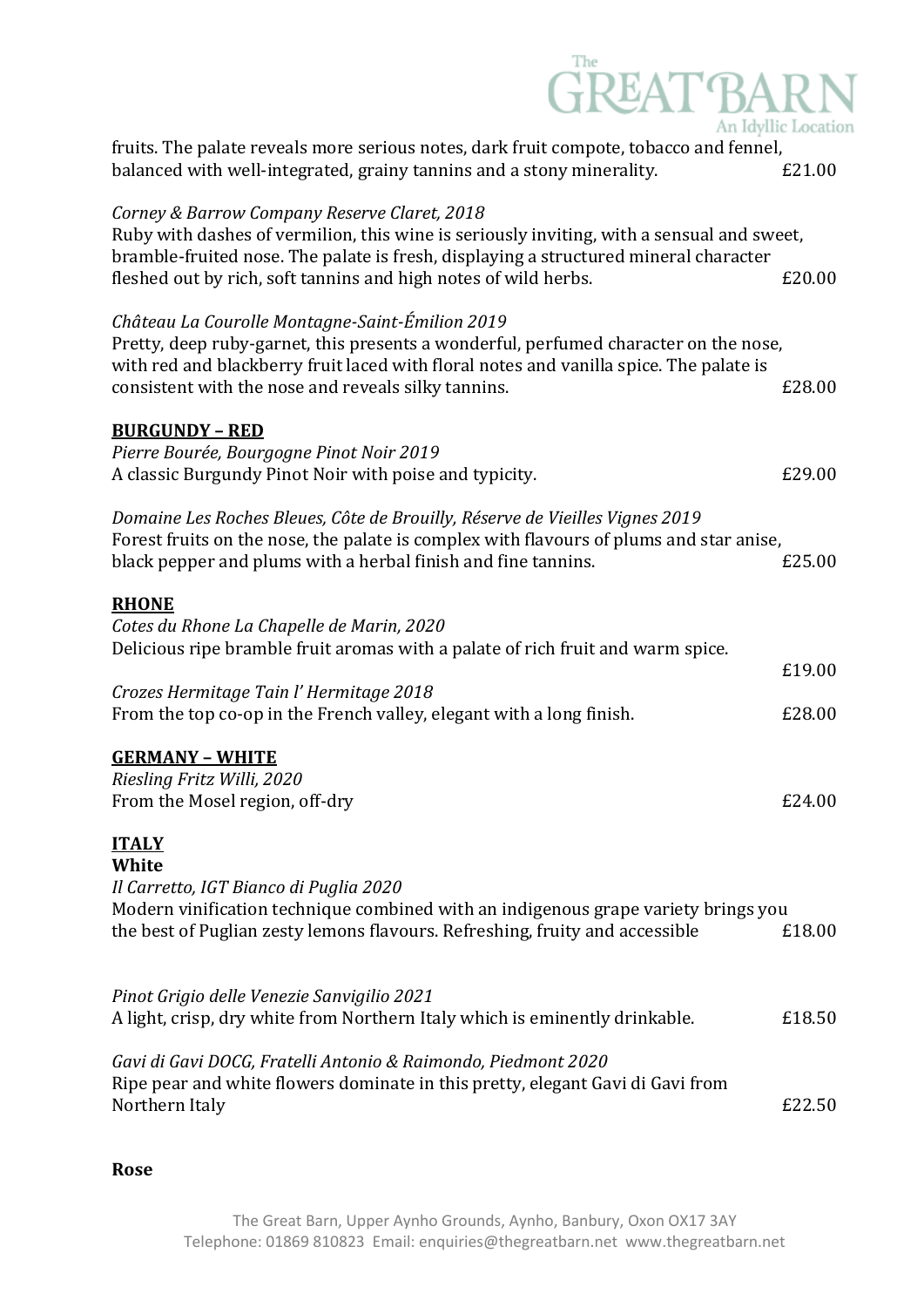fruits. The palate reveals more serious notes, dark fruit compote, tobacco and fennel, balanced with well-integrated, grainy tannins and a stony minerality. £21.00

*Corney & Barrow Company Reserve Claret, 2018*
Ruby with dashes of vermilion, this wine is seriously inviting, with a sensual and sweet, bramble-fruited nose. The palate is fresh, displaying a structured mineral character fleshed out by rich, soft tannins and high notes of wild herbs. £20.00

*Château La Courolle Montagne-Saint-Émilion 2019*
Pretty, deep ruby-garnet, this presents a wonderful, perfumed character on the nose, with red and blackberry fruit laced with floral notes and vanilla spice. The palate is consistent with the nose and reveals silky tannins. £28.00

**BURGUNDY – RED**

*Pierre Bourée, Bourgogne Pinot Noir 2019*
A classic Burgundy Pinot Noir with poise and typicity. £29.00

*Domaine Les Roches Bleues, Côte de Brouilly, Réserve de Vieilles Vignes 2019*
Forest fruits on the nose, the palate is complex with flavours of plums and star anise, black pepper and plums with a herbal finish and fine tannins. £25.00

**RHONE**

*Cotes du Rhone La Chapelle de Marin, 2020*
Delicious ripe bramble fruit aromas with a palate of rich fruit and warm spice. £19.00

*Crozes Hermitage Tain l' Hermitage 2018*
From the top co-op in the French valley, elegant with a long finish. £28.00

**GERMANY – WHITE**

*Riesling Fritz Willi, 2020*
From the Mosel region, off-dry £24.00

**ITALY**

**White**

*Il Carretto, IGT Bianco di Puglia 2020*
Modern vinification technique combined with an indigenous grape variety brings you the best of Puglian zesty lemons flavours. Refreshing, fruity and accessible £18.00

*Pinot Grigio delle Venezie Sanvigilio 2021*
A light, crisp, dry white from Northern Italy which is eminently drinkable. £18.50

*Gavi di Gavi DOCG, Fratelli Antonio & Raimondo, Piedmont 2020*
Ripe pear and white flowers dominate in this pretty, elegant Gavi di Gavi from Northern Italy £22.50

**Rose**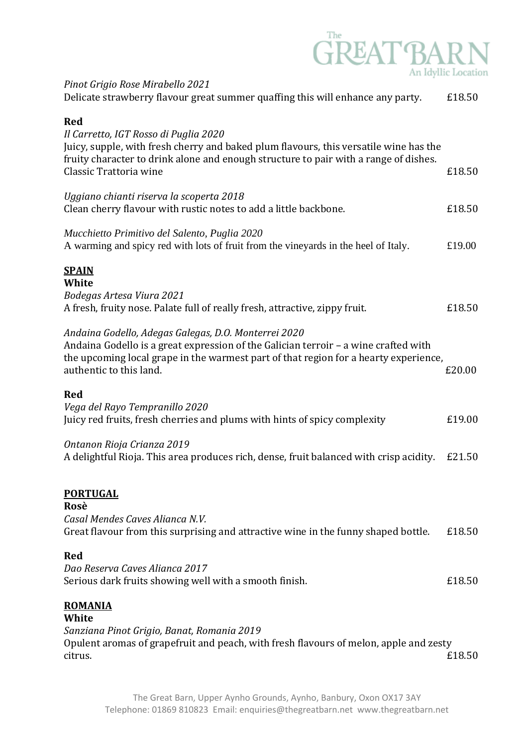*Pinot Grigio Rose Mirabello 2021*
Delicate strawberry flavour great summer quaffing this will enhance any party. £18.50

**Red**

*Il Carretto, IGT Rosso di Puglia 2020*
Juicy, supple, with fresh cherry and baked plum flavours, this versatile wine has the fruity character to drink alone and enough structure to pair with a range of dishes. Classic Trattoria wine £18.50

*Uggiano chianti riserva la scoperta 2018*
Clean cherry flavour with rustic notes to add a little backbone. £18.50

*Mucchietto Primitivo del Salento, Puglia 2020*
A warming and spicy red with lots of fruit from the vineyards in the heel of Italy. £19.00

## SPAIN

**White**

*Bodegas Artesa Viura 2021*
A fresh, fruity nose. Palate full of really fresh, attractive, zippy fruit. £18.50

*Andaina Godello, Adegas Galegas, D.O. Monterrei 2020*
Andaina Godello is a great expression of the Galician terroir – a wine crafted with the upcoming local grape in the warmest part of that region for a hearty experience, authentic to this land. £20.00

**Red**

*Vega del Rayo Tempranillo 2020*
Juicy red fruits, fresh cherries and plums with hints of spicy complexity £19.00

*Ontanon Rioja Crianza 2019*
A delightful Rioja. This area produces rich, dense, fruit balanced with crisp acidity. £21.50

## PORTUGAL

**Rosè**

*Casal Mendes Caves Alianca N.V.*
Great flavour from this surprising and attractive wine in the funny shaped bottle. £18.50

**Red**

*Dao Reserva Caves Alianca 2017*
Serious dark fruits showing well with a smooth finish. £18.50

## ROMANIA

**White**

*Sanziana Pinot Grigio, Banat, Romania 2019*
Opulent aromas of grapefruit and peach, with fresh flavours of melon, apple and zesty citrus. £18.50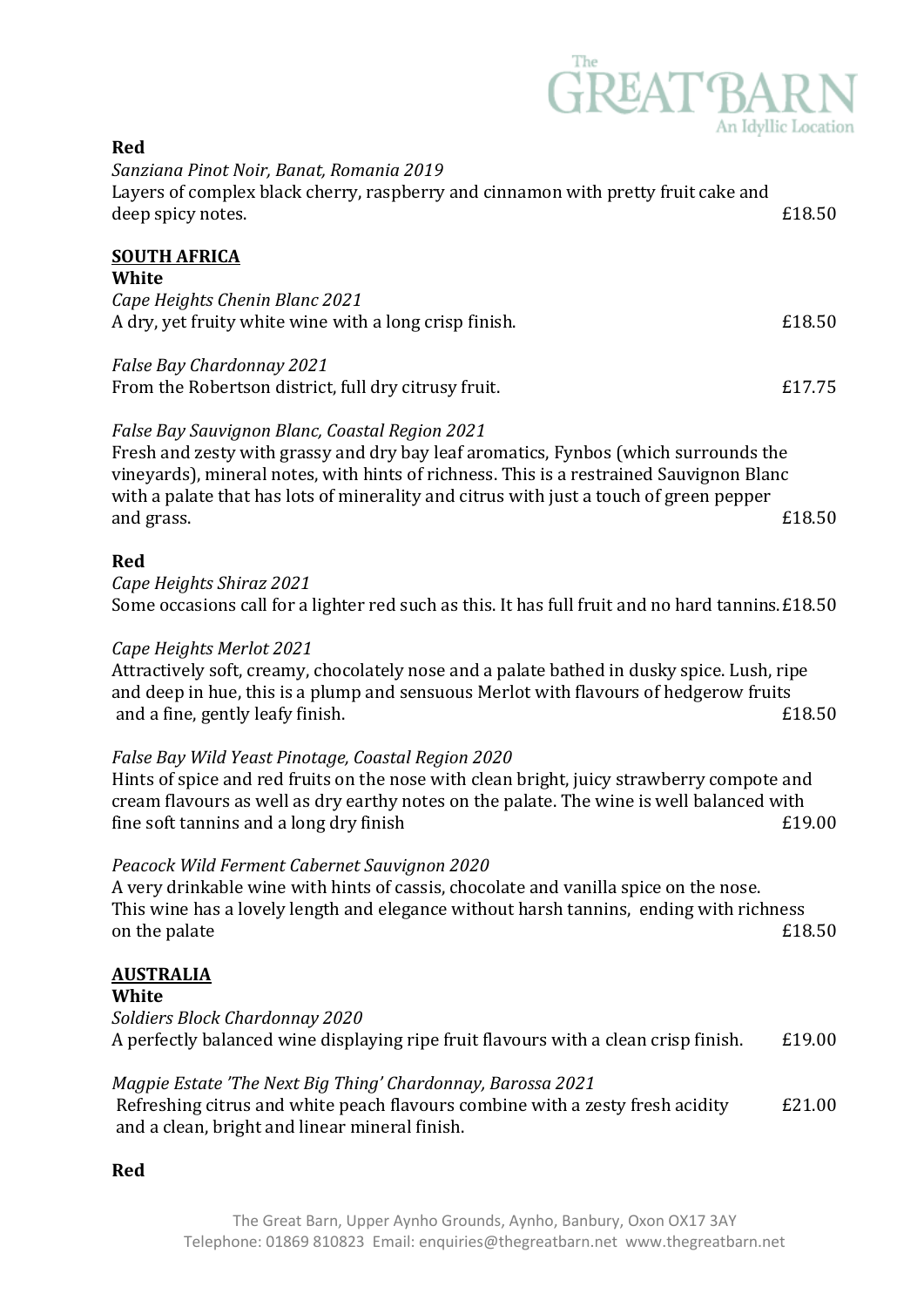**Red**

*Sanziana Pinot Noir, Banat, Romania 2019*
Layers of complex black cherry, raspberry and cinnamon with pretty fruit cake and deep spicy notes. £18.50

## SOUTH AFRICA

**White**

*Cape Heights Chenin Blanc 2021*
A dry, yet fruity white wine with a long crisp finish. £18.50

*False Bay Chardonnay 2021*
From the Robertson district, full dry citrusy fruit. £17.75

*False Bay Sauvignon Blanc, Coastal Region 2021*
Fresh and zesty with grassy and dry bay leaf aromatics, Fynbos (which surrounds the vineyards), mineral notes, with hints of richness. This is a restrained Sauvignon Blanc with a palate that has lots of minerality and citrus with just a touch of green pepper and grass. £18.50

**Red**

*Cape Heights Shiraz 2021*
Some occasions call for a lighter red such as this. It has full fruit and no hard tannins. £18.50

*Cape Heights Merlot 2021*
Attractively soft, creamy, chocolately nose and a palate bathed in dusky spice. Lush, ripe and deep in hue, this is a plump and sensuous Merlot with flavours of hedgerow fruits and a fine, gently leafy finish. £18.50

*False Bay Wild Yeast Pinotage, Coastal Region 2020*
Hints of spice and red fruits on the nose with clean bright, juicy strawberry compote and cream flavours as well as dry earthy notes on the palate. The wine is well balanced with fine soft tannins and a long dry finish £19.00

*Peacock Wild Ferment Cabernet Sauvignon 2020*
A very drinkable wine with hints of cassis, chocolate and vanilla spice on the nose. This wine has a lovely length and elegance without harsh tannins, ending with richness on the palate £18.50

## AUSTRALIA

**White**

*Soldiers Block Chardonnay 2020*
A perfectly balanced wine displaying ripe fruit flavours with a clean crisp finish. £19.00

*Magpie Estate 'The Next Big Thing' Chardonnay, Barossa 2021*
Refreshing citrus and white peach flavours combine with a zesty fresh acidity and a clean, bright and linear mineral finish. £21.00

**Red**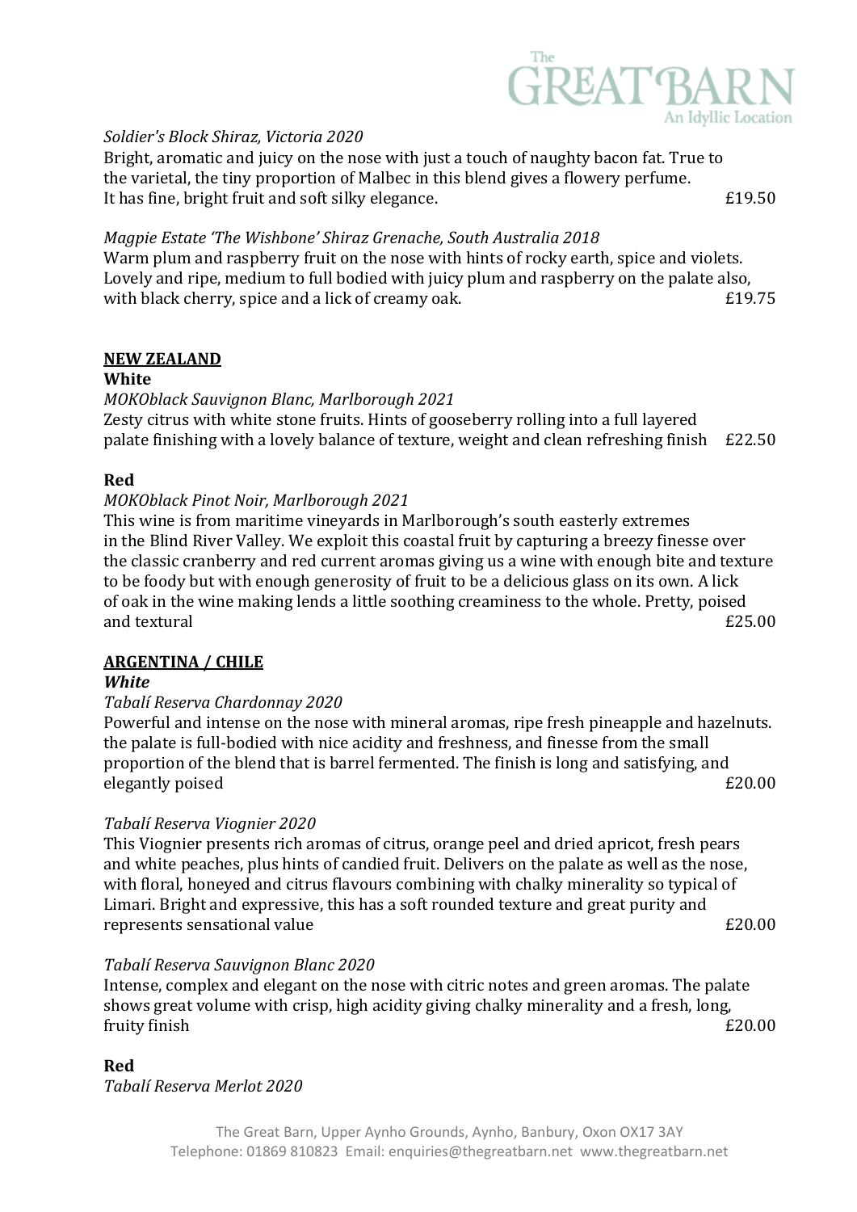*Soldier's Block Shiraz, Victoria 2020*
Bright, aromatic and juicy on the nose with just a touch of naughty bacon fat. True to the varietal, the tiny proportion of Malbec in this blend gives a flowery perfume. It has fine, bright fruit and soft silky elegance. £19.50

*Magpie Estate 'The Wishbone' Shiraz Grenache, South Australia 2018*
Warm plum and raspberry fruit on the nose with hints of rocky earth, spice and violets. Lovely and ripe, medium to full bodied with juicy plum and raspberry on the palate also, with black cherry, spice and a lick of creamy oak. £19.75

## NEW ZEALAND

**White**

*MOKOblack Sauvignon Blanc, Marlborough 2021*
Zesty citrus with white stone fruits. Hints of gooseberry rolling into a full layered palate finishing with a lovely balance of texture, weight and clean refreshing finish £22.50

**Red**

*MOKOblack Pinot Noir, Marlborough 2021*
This wine is from maritime vineyards in Marlborough's south easterly extremes in the Blind River Valley. We exploit this coastal fruit by capturing a breezy finesse over the classic cranberry and red current aromas giving us a wine with enough bite and texture to be foody but with enough generosity of fruit to be a delicious glass on its own. A lick of oak in the wine making lends a little soothing creaminess to the whole. Pretty, poised and textural £25.00

## ARGENTINA / CHILE

***White***

*Tabalí Reserva Chardonnay 2020*
Powerful and intense on the nose with mineral aromas, ripe fresh pineapple and hazelnuts. the palate is full-bodied with nice acidity and freshness, and finesse from the small proportion of the blend that is barrel fermented. The finish is long and satisfying, and elegantly poised £20.00

*Tabalí Reserva Viognier 2020*
This Viognier presents rich aromas of citrus, orange peel and dried apricot, fresh pears and white peaches, plus hints of candied fruit. Delivers on the palate as well as the nose, with floral, honeyed and citrus flavours combining with chalky minerality so typical of Limari. Bright and expressive, this has a soft rounded texture and great purity and represents sensational value £20.00

*Tabalí Reserva Sauvignon Blanc 2020*
Intense, complex and elegant on the nose with citric notes and green aromas. The palate shows great volume with crisp, high acidity giving chalky minerality and a fresh, long, fruity finish £20.00

**Red**

*Tabalí Reserva Merlot 2020*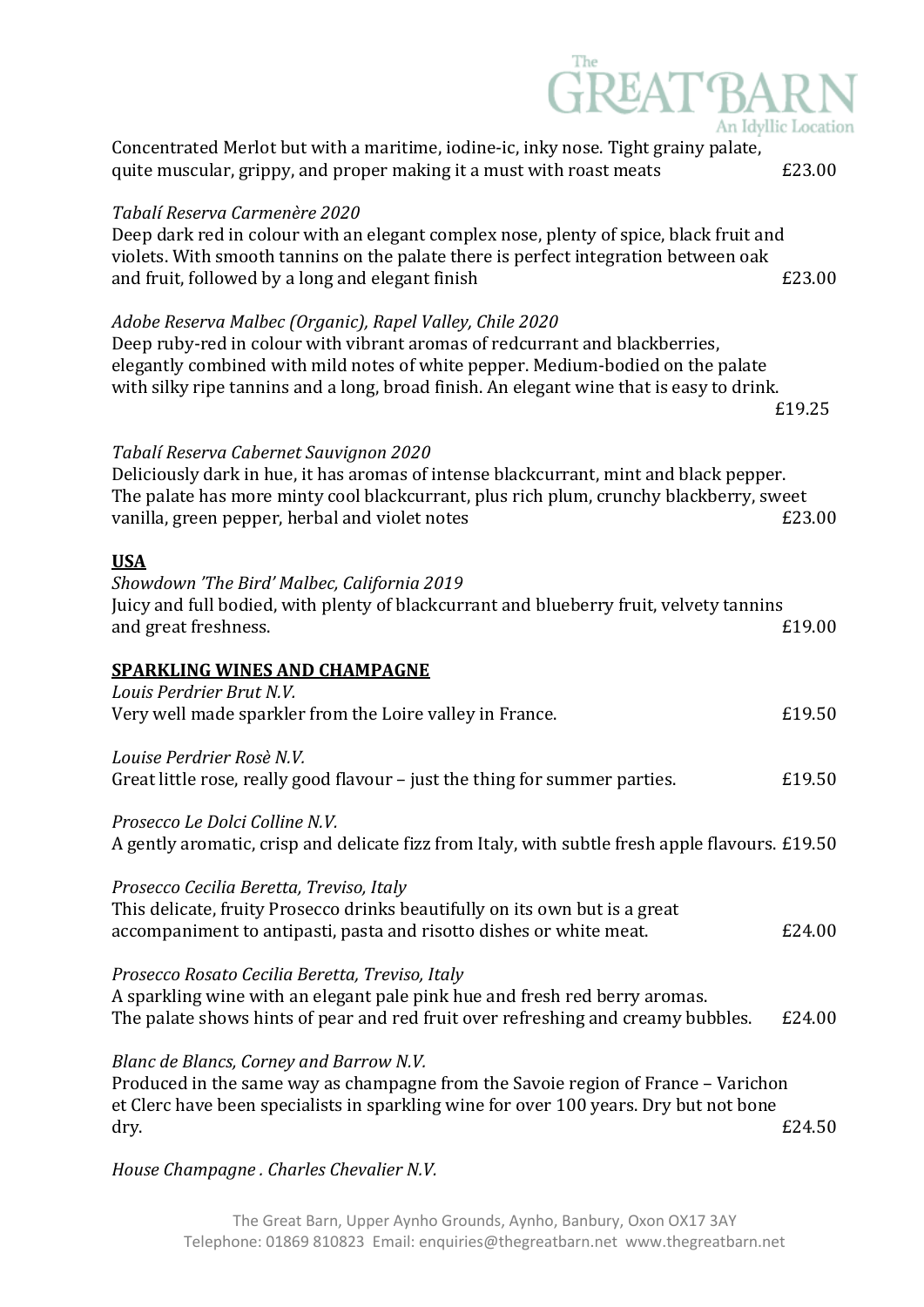Concentrated Merlot but with a maritime, iodine-ic, inky nose. Tight grainy palate, quite muscular, grippy, and proper making it a must with roast meats £23.00

*Tabalí Reserva Carmenère 2020*
Deep dark red in colour with an elegant complex nose, plenty of spice, black fruit and violets. With smooth tannins on the palate there is perfect integration between oak and fruit, followed by a long and elegant finish £23.00

*Adobe Reserva Malbec (Organic), Rapel Valley, Chile 2020*
Deep ruby-red in colour with vibrant aromas of redcurrant and blackberries, elegantly combined with mild notes of white pepper. Medium-bodied on the palate with silky ripe tannins and a long, broad finish. An elegant wine that is easy to drink. £19.25

*Tabalí Reserva Cabernet Sauvignon 2020*
Deliciously dark in hue, it has aromas of intense blackcurrant, mint and black pepper. The palate has more minty cool blackcurrant, plus rich plum, crunchy blackberry, sweet vanilla, green pepper, herbal and violet notes £23.00

**USA**

*Showdown 'The Bird' Malbec, California 2019*
Juicy and full bodied, with plenty of blackcurrant and blueberry fruit, velvety tannins and great freshness. £19.00

## SPARKLING WINES AND CHAMPAGNE

*Louis Perdrier Brut N.V.*
Very well made sparkler from the Loire valley in France. £19.50

*Louise Perdrier Rosè N.V.*
Great little rose, really good flavour – just the thing for summer parties. £19.50

*Prosecco Le Dolci Colline N.V.*
A gently aromatic, crisp and delicate fizz from Italy, with subtle fresh apple flavours. £19.50

*Prosecco Cecilia Beretta, Treviso, Italy*
This delicate, fruity Prosecco drinks beautifully on its own but is a great accompaniment to antipasti, pasta and risotto dishes or white meat. £24.00

*Prosecco Rosato Cecilia Beretta, Treviso, Italy*
A sparkling wine with an elegant pale pink hue and fresh red berry aromas. The palate shows hints of pear and red fruit over refreshing and creamy bubbles. £24.00

*Blanc de Blancs, Corney and Barrow N.V.*
Produced in the same way as champagne from the Savoie region of France – Varichon et Clerc have been specialists in sparkling wine for over 100 years. Dry but not bone dry. £24.50

*House Champagne . Charles Chevalier N.V.*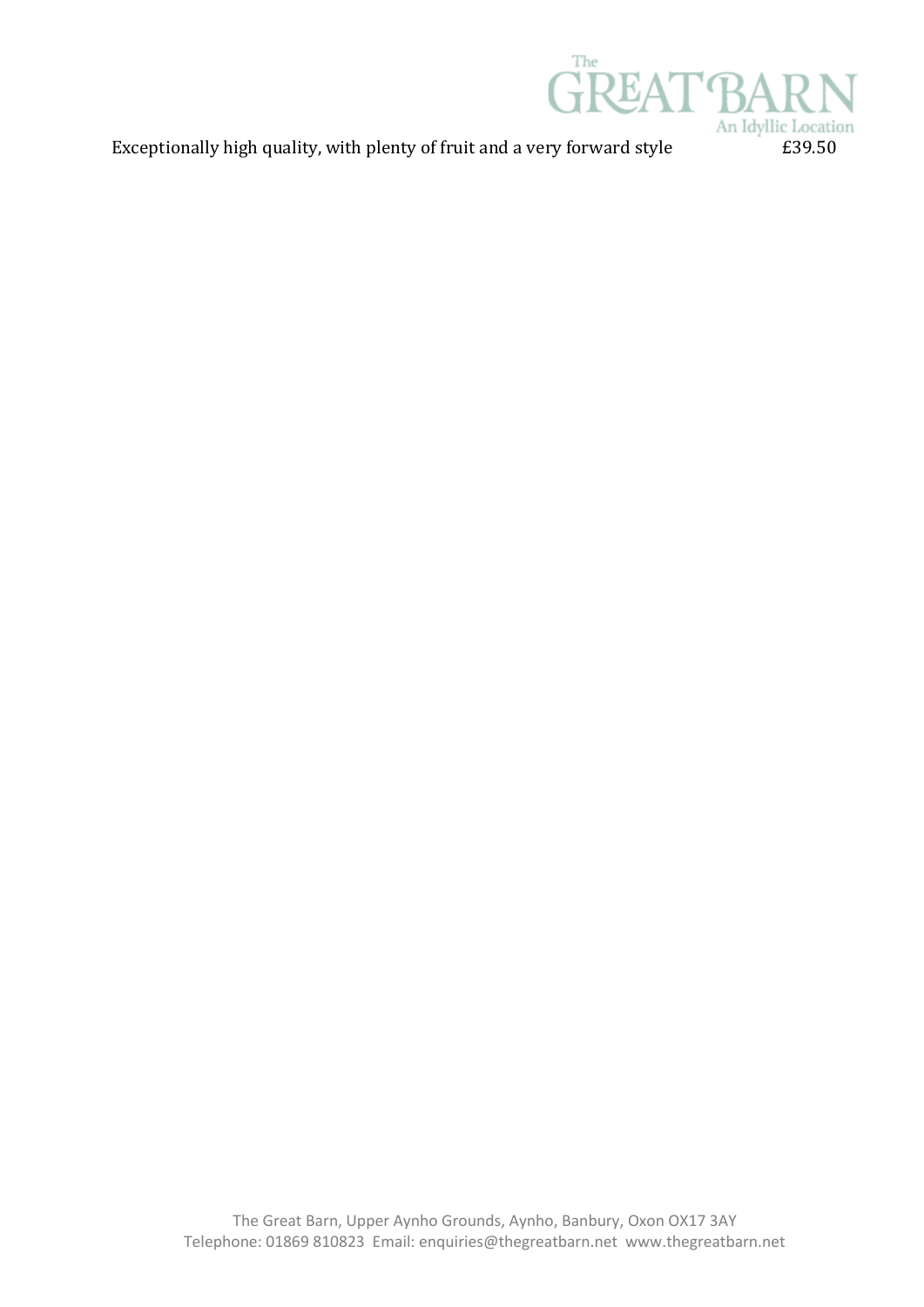Exceptionally high quality, with plenty of fruit and a very forward style £39.50